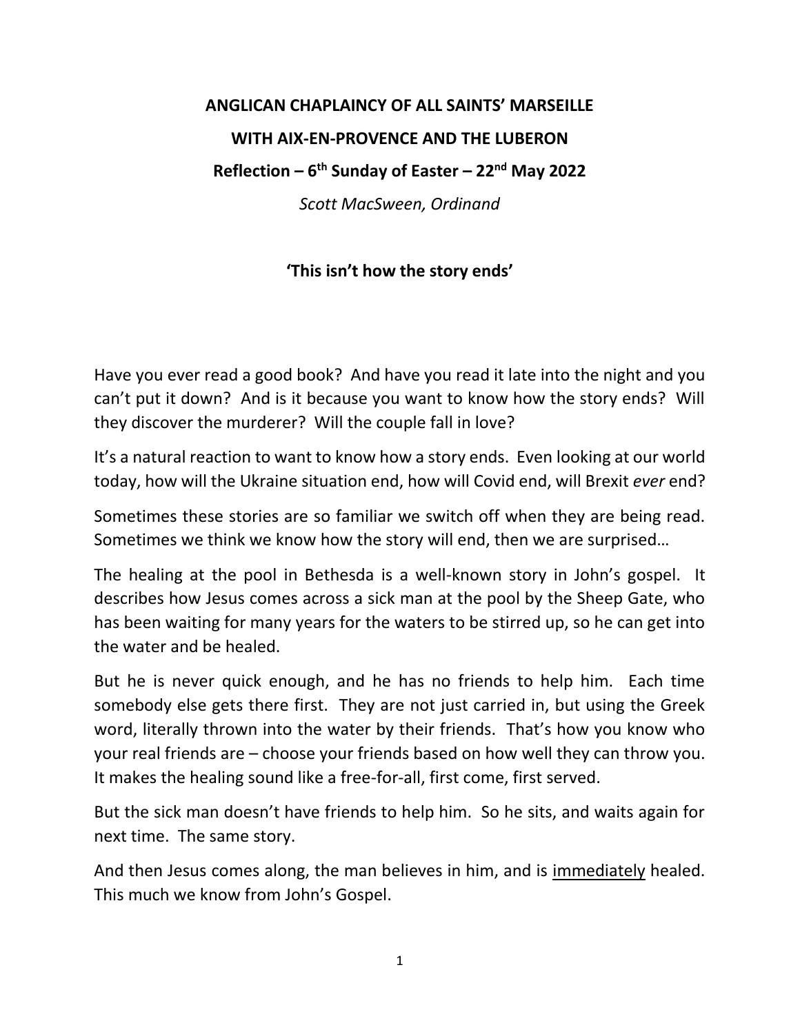**ANGLICAN CHAPLAINCY OF ALL SAINTS' MARSEILLE**

**WITH AIX-EN-PROVENCE AND THE LUBERON**

**Reflection – 6th Sunday of Easter – 22nd May 2022**

*Scott MacSween, Ordinand*

## 'This isn't how the story ends'

Have you ever read a good book? And have you read it late into the night and you can't put it down? And is it because you want to know how the story ends? Will they discover the murderer? Will the couple fall in love?

It's a natural reaction to want to know how a story ends. Even looking at our world today, how will the Ukraine situation end, how will Covid end, will Brexit *ever* end?

Sometimes these stories are so familiar we switch off when they are being read. Sometimes we think we know how the story will end, then we are surprised…

The healing at the pool in Bethesda is a well-known story in John's gospel. It describes how Jesus comes across a sick man at the pool by the Sheep Gate, who has been waiting for many years for the waters to be stirred up, so he can get into the water and be healed.

But he is never quick enough, and he has no friends to help him. Each time somebody else gets there first. They are not just carried in, but using the Greek word, literally thrown into the water by their friends. That's how you know who your real friends are – choose your friends based on how well they can throw you. It makes the healing sound like a free-for-all, first come, first served.

But the sick man doesn't have friends to help him. So he sits, and waits again for next time. The same story.

And then Jesus comes along, the man believes in him, and is <u>immediately</u> healed. This much we know from John's Gospel.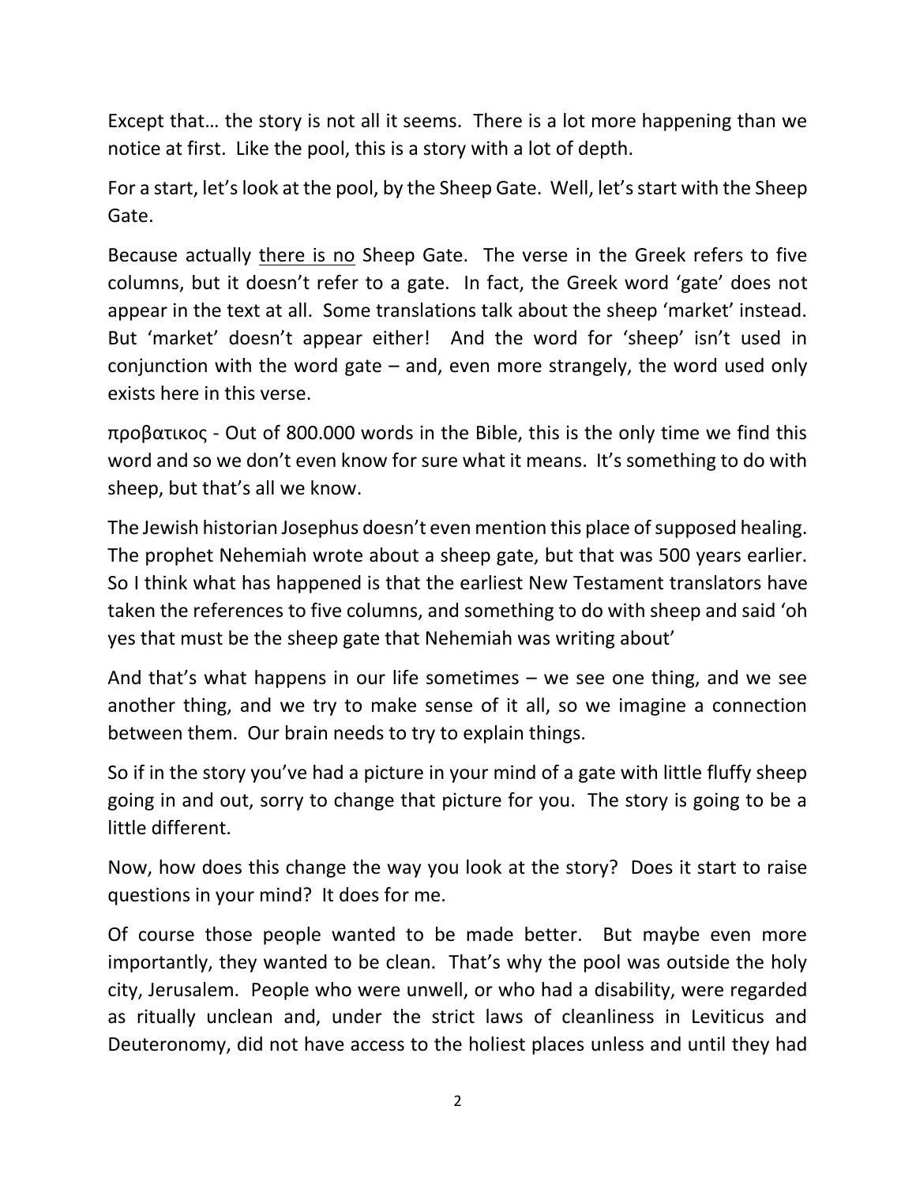Except that… the story is not all it seems. There is a lot more happening than we notice at first. Like the pool, this is a story with a lot of depth.

For a start, let's look at the pool, by the Sheep Gate. Well, let's start with the Sheep Gate.

Because actually <u>there is no</u> Sheep Gate. The verse in the Greek refers to five columns, but it doesn't refer to a gate. In fact, the Greek word 'gate' does not appear in the text at all. Some translations talk about the sheep 'market' instead. But 'market' doesn't appear either! And the word for 'sheep' isn't used in conjunction with the word gate – and, even more strangely, the word used only exists here in this verse.

προβατικος - Out of 800.000 words in the Bible, this is the only time we find this word and so we don't even know for sure what it means. It's something to do with sheep, but that's all we know.

The Jewish historian Josephus doesn't even mention this place of supposed healing. The prophet Nehemiah wrote about a sheep gate, but that was 500 years earlier. So I think what has happened is that the earliest New Testament translators have taken the references to five columns, and something to do with sheep and said 'oh yes that must be the sheep gate that Nehemiah was writing about'

And that's what happens in our life sometimes – we see one thing, and we see another thing, and we try to make sense of it all, so we imagine a connection between them. Our brain needs to try to explain things.

So if in the story you've had a picture in your mind of a gate with little fluffy sheep going in and out, sorry to change that picture for you. The story is going to be a little different.

Now, how does this change the way you look at the story? Does it start to raise questions in your mind? It does for me.

Of course those people wanted to be made better. But maybe even more importantly, they wanted to be clean. That's why the pool was outside the holy city, Jerusalem. People who were unwell, or who had a disability, were regarded as ritually unclean and, under the strict laws of cleanliness in Leviticus and Deuteronomy, did not have access to the holiest places unless and until they had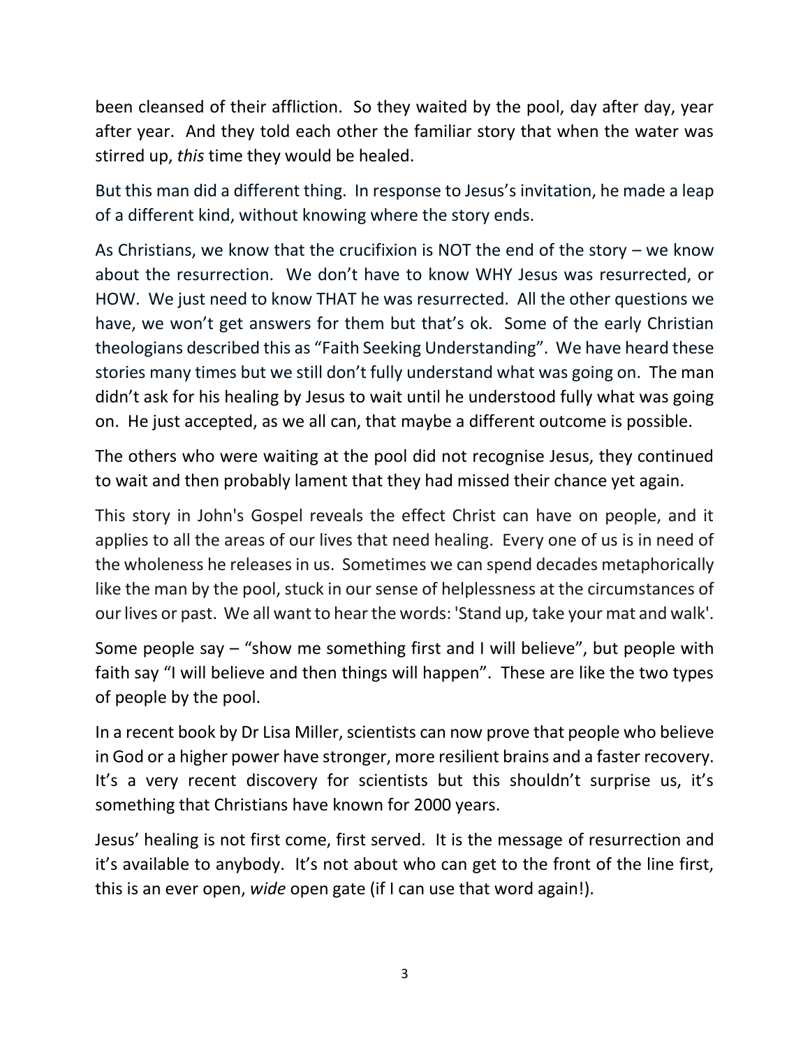been cleansed of their affliction. So they waited by the pool, day after day, year after year. And they told each other the familiar story that when the water was stirred up, *this* time they would be healed.

But this man did a different thing. In response to Jesus's invitation, he made a leap of a different kind, without knowing where the story ends.

As Christians, we know that the crucifixion is NOT the end of the story – we know about the resurrection. We don't have to know WHY Jesus was resurrected, or HOW. We just need to know THAT he was resurrected. All the other questions we have, we won't get answers for them but that's ok. Some of the early Christian theologians described this as "Faith Seeking Understanding". We have heard these stories many times but we still don't fully understand what was going on. The man didn't ask for his healing by Jesus to wait until he understood fully what was going on. He just accepted, as we all can, that maybe a different outcome is possible.

The others who were waiting at the pool did not recognise Jesus, they continued to wait and then probably lament that they had missed their chance yet again.

This story in John's Gospel reveals the effect Christ can have on people, and it applies to all the areas of our lives that need healing. Every one of us is in need of the wholeness he releases in us. Sometimes we can spend decades metaphorically like the man by the pool, stuck in our sense of helplessness at the circumstances of our lives or past. We all want to hear the words: 'Stand up, take your mat and walk'.

Some people say – "show me something first and I will believe", but people with faith say "I will believe and then things will happen". These are like the two types of people by the pool.

In a recent book by Dr Lisa Miller, scientists can now prove that people who believe in God or a higher power have stronger, more resilient brains and a faster recovery. It's a very recent discovery for scientists but this shouldn't surprise us, it's something that Christians have known for 2000 years.

Jesus' healing is not first come, first served. It is the message of resurrection and it's available to anybody. It's not about who can get to the front of the line first, this is an ever open, *wide* open gate (if I can use that word again!).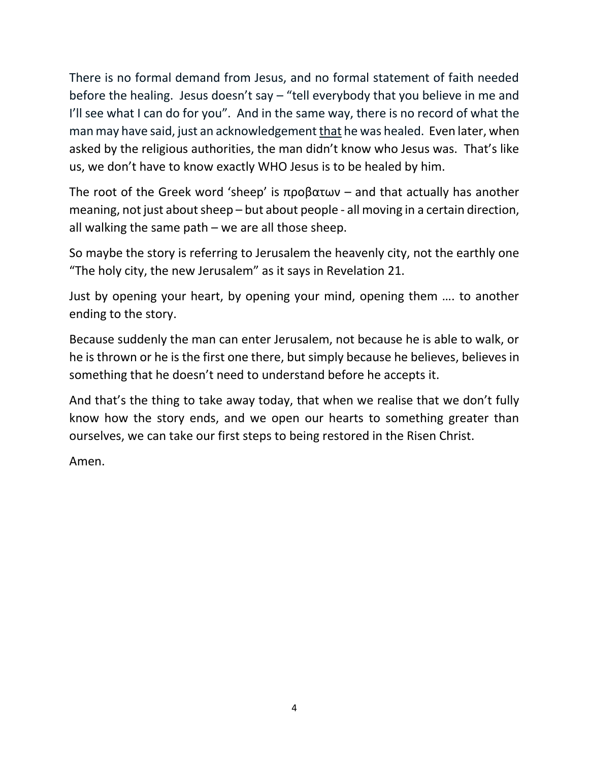There is no formal demand from Jesus, and no formal statement of faith needed before the healing. Jesus doesn't say – "tell everybody that you believe in me and I'll see what I can do for you". And in the same way, there is no record of what the man may have said, just an acknowledgement <u>that</u> he was healed. Even later, when asked by the religious authorities, the man didn't know who Jesus was. That's like us, we don't have to know exactly WHO Jesus is to be healed by him.

The root of the Greek word 'sheep' is προβατων – and that actually has another meaning, not just about sheep – but about people - all moving in a certain direction, all walking the same path – we are all those sheep.

So maybe the story is referring to Jerusalem the heavenly city, not the earthly one "The holy city, the new Jerusalem" as it says in Revelation 21.

Just by opening your heart, by opening your mind, opening them …. to another ending to the story.

Because suddenly the man can enter Jerusalem, not because he is able to walk, or he is thrown or he is the first one there, but simply because he believes, believes in something that he doesn't need to understand before he accepts it.

And that's the thing to take away today, that when we realise that we don't fully know how the story ends, and we open our hearts to something greater than ourselves, we can take our first steps to being restored in the Risen Christ.

Amen.